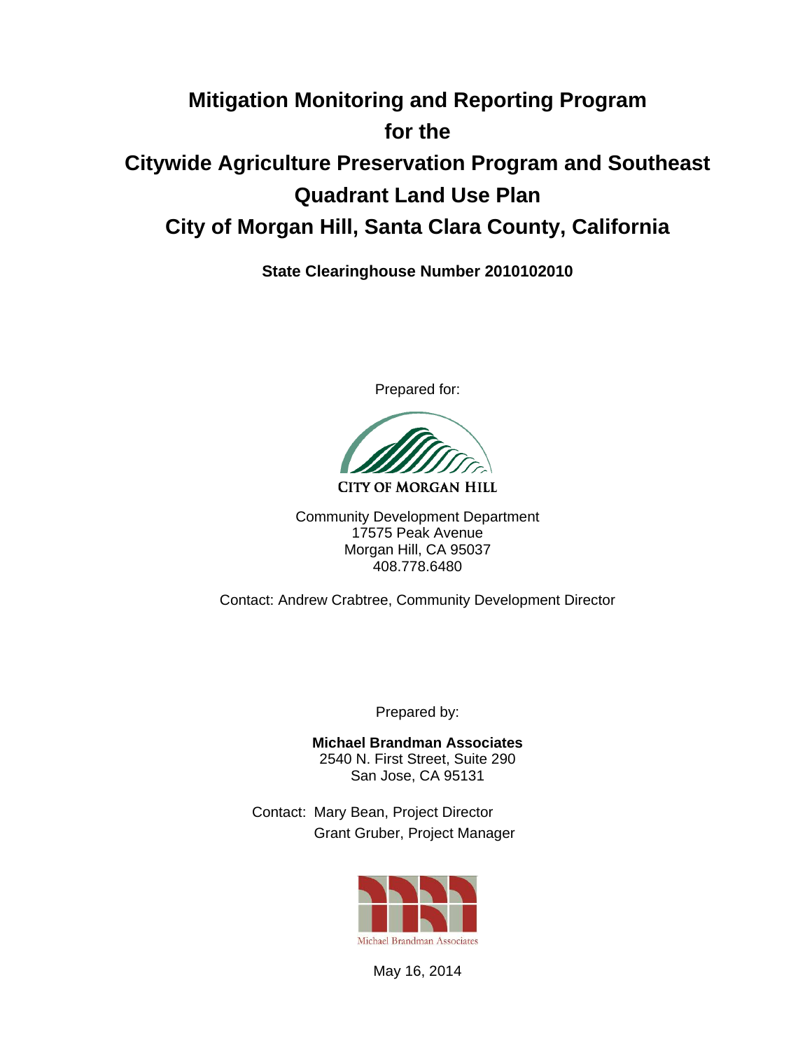# Mitigation Monitoring and Reporting Program for the Citywide Agriculture Preservation Program and Southeast Quadrant Land Use Plan City of Morgan Hill, Santa Clara County, California

**State Clearinghouse Number 2010102010**

Prepared for:

CITY OF MORGAN HILL

Community Development Department
17575 Peak Avenue
Morgan Hill, CA 95037
408.778.6480

Contact: Andrew Crabtree, Community Development Director

Prepared by:

**Michael Brandman Associates**
2540 N. First Street, Suite 290
San Jose, CA 95131

Contact: Mary Bean, Project Director
Grant Gruber, Project Manager

Michael Brandman Associates

May 16, 2014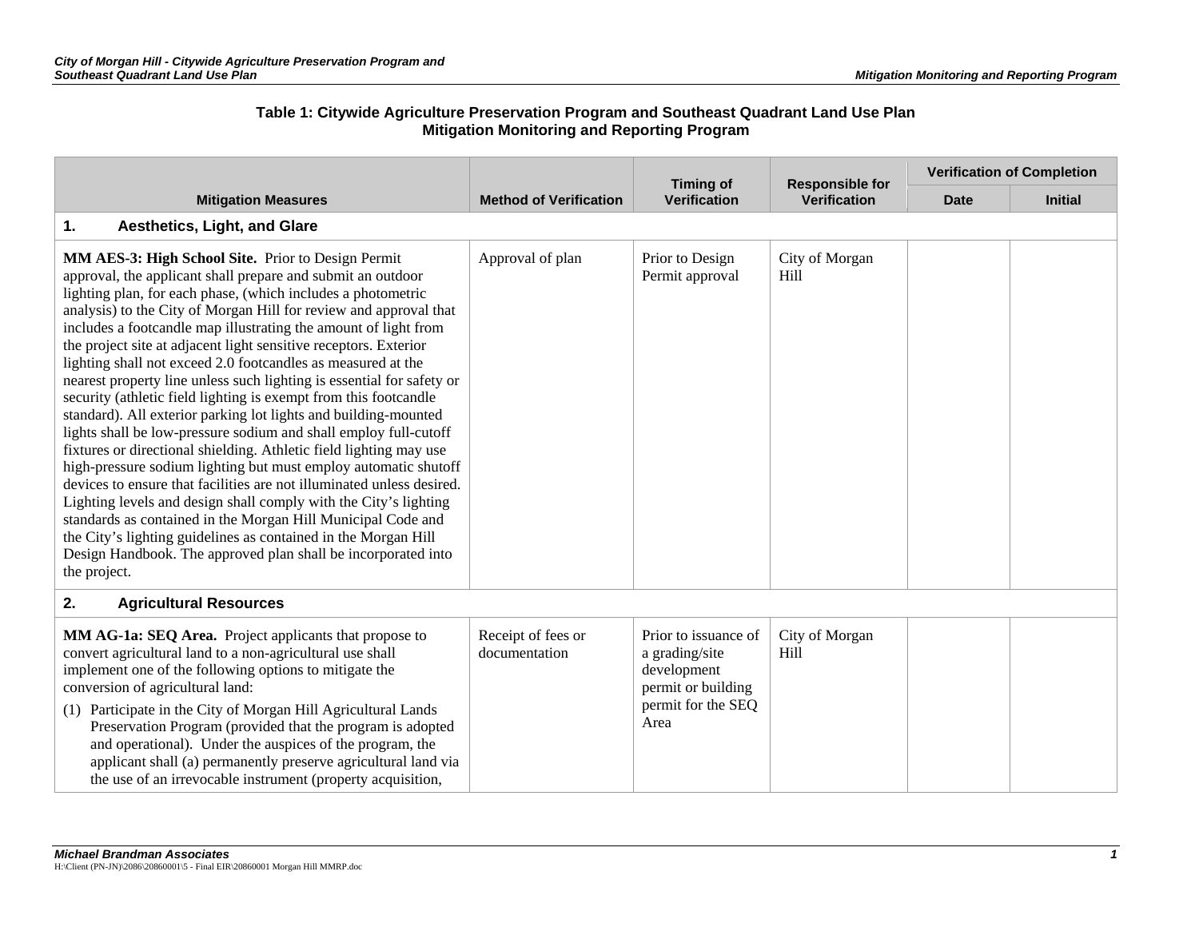**Table 1: Citywide Agriculture Preservation Program and Southeast Quadrant Land Use Plan Mitigation Monitoring and Reporting Program**

| Mitigation Measures | Method of Verification | Timing of Verification | Responsible for Verification | Verification of Completion | |
|---|---|---|---|---|---|
| | | | | Date | Initial |
| **1. Aesthetics, Light, and Glare** | | | | | |
| **MM AES-3: High School Site.** Prior to Design Permit approval, the applicant shall prepare and submit an outdoor lighting plan, for each phase, (which includes a photometric analysis) to the City of Morgan Hill for review and approval that includes a footcandle map illustrating the amount of light from the project site at adjacent light sensitive receptors. Exterior lighting shall not exceed 2.0 footcandles as measured at the nearest property line unless such lighting is essential for safety or security (athletic field lighting is exempt from this footcandle standard). All exterior parking lot lights and building-mounted lights shall be low-pressure sodium and shall employ full-cutoff fixtures or directional shielding. Athletic field lighting may use high-pressure sodium lighting but must employ automatic shutoff devices to ensure that facilities are not illuminated unless desired. Lighting levels and design shall comply with the City's lighting standards as contained in the Morgan Hill Municipal Code and the City's lighting guidelines as contained in the Morgan Hill Design Handbook. The approved plan shall be incorporated into the project. | Approval of plan | Prior to Design Permit approval | City of Morgan Hill | | |
| **2. Agricultural Resources** | | | | | |
| **MM AG-1a: SEQ Area.** Project applicants that propose to convert agricultural land to a non-agricultural use shall implement one of the following options to mitigate the conversion of agricultural land:<br>(1) Participate in the City of Morgan Hill Agricultural Lands Preservation Program (provided that the program is adopted and operational). Under the auspices of the program, the applicant shall (a) permanently preserve agricultural land via the use of an irrevocable instrument (property acquisition, | Receipt of fees or documentation | Prior to issuance of a grading/site development permit or building permit for the SEQ Area | City of Morgan Hill | | |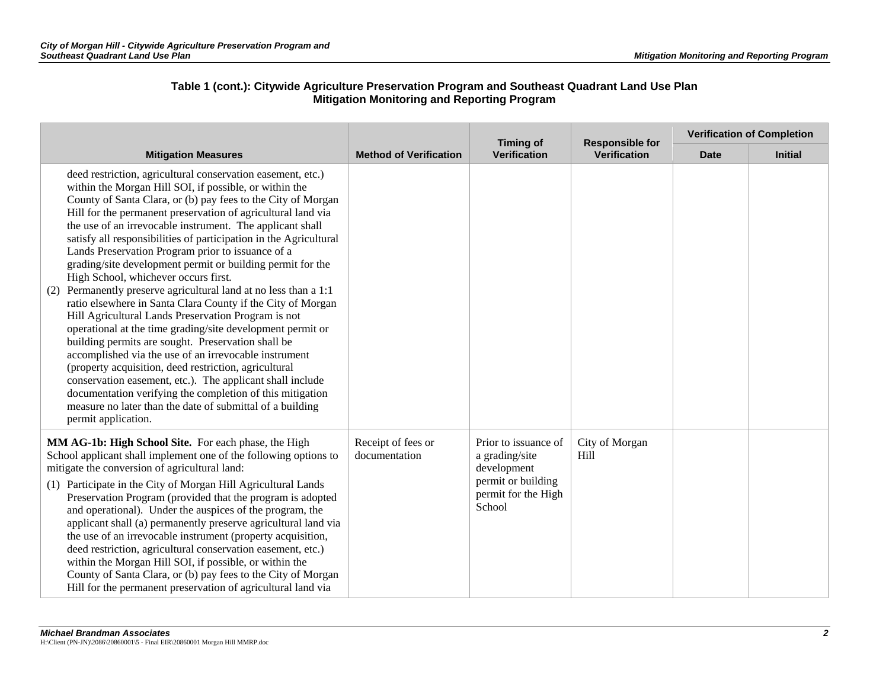**Table 1 (cont.): Citywide Agriculture Preservation Program and Southeast Quadrant Land Use Plan Mitigation Monitoring and Reporting Program**

| Mitigation Measures | Method of Verification | Timing of Verification | Responsible for Verification | Verification of Completion | |
|---|---|---|---|---|---|
| | | | | Date | Initial |
| deed restriction, agricultural conservation easement, etc.) within the Morgan Hill SOI, if possible, or within the County of Santa Clara, or (b) pay fees to the City of Morgan Hill for the permanent preservation of agricultural land via the use of an irrevocable instrument. The applicant shall satisfy all responsibilities of participation in the Agricultural Lands Preservation Program prior to issuance of a grading/site development permit or building permit for the High School, whichever occurs first.<br>(2) Permanently preserve agricultural land at no less than a 1:1 ratio elsewhere in Santa Clara County if the City of Morgan Hill Agricultural Lands Preservation Program is not operational at the time grading/site development permit or building permits are sought. Preservation shall be accomplished via the use of an irrevocable instrument (property acquisition, deed restriction, agricultural conservation easement, etc.). The applicant shall include documentation verifying the completion of this mitigation measure no later than the date of submittal of a building permit application. | | | | | |
| **MM AG-1b: High School Site.** For each phase, the High School applicant shall implement one of the following options to mitigate the conversion of agricultural land:<br>(1) Participate in the City of Morgan Hill Agricultural Lands Preservation Program (provided that the program is adopted and operational). Under the auspices of the program, the applicant shall (a) permanently preserve agricultural land via the use of an irrevocable instrument (property acquisition, deed restriction, agricultural conservation easement, etc.) within the Morgan Hill SOI, if possible, or within the County of Santa Clara, or (b) pay fees to the City of Morgan Hill for the permanent preservation of agricultural land via | Receipt of fees or documentation | Prior to issuance of a grading/site development permit or building permit for the High School | City of Morgan Hill | | |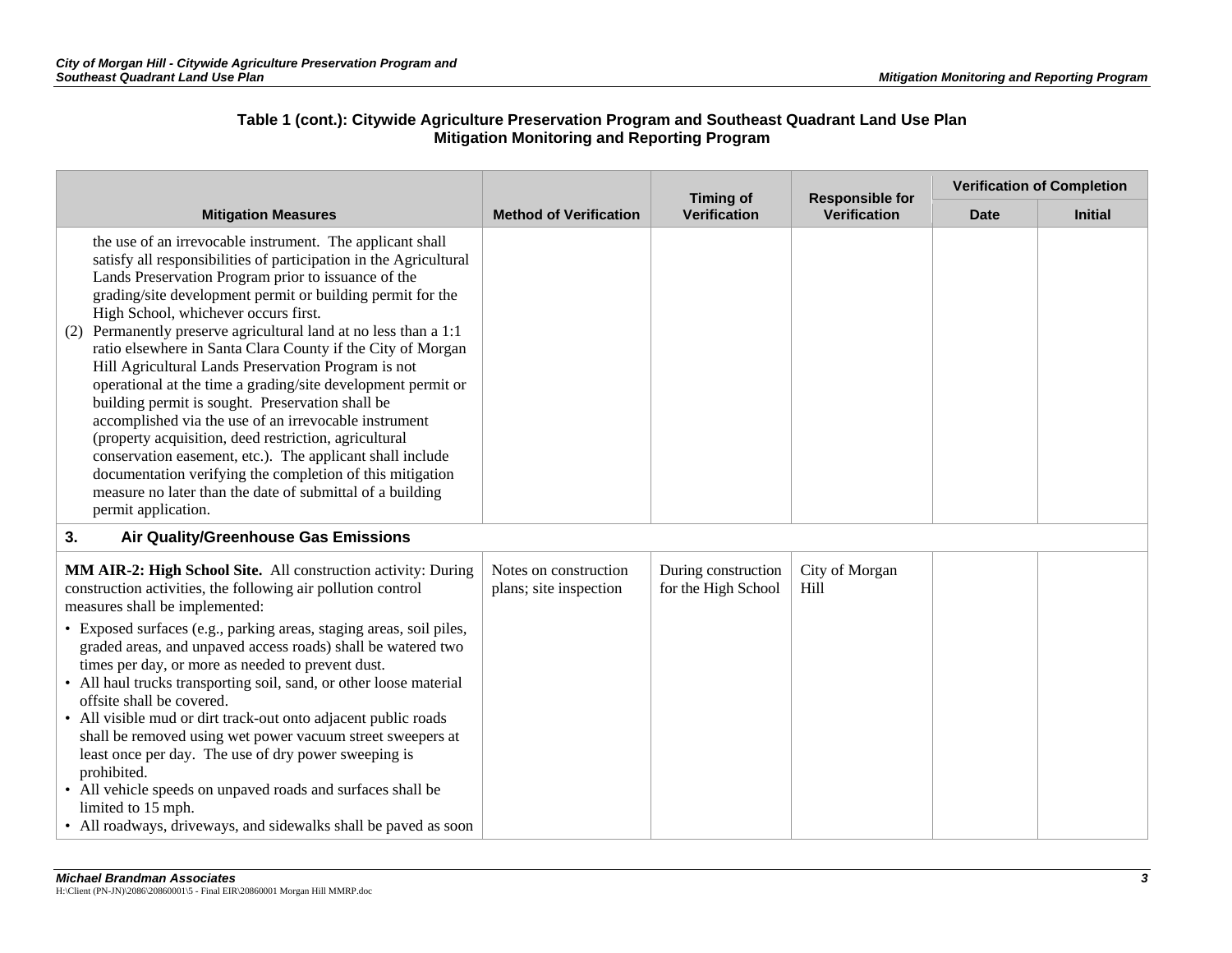**Table 1 (cont.): Citywide Agriculture Preservation Program and Southeast Quadrant Land Use Plan Mitigation Monitoring and Reporting Program**

| Mitigation Measures | Method of Verification | Timing of Verification | Responsible for Verification | Verification of Completion | |
|---|---|---|---|---|---|
| | | | | Date | Initial |
| the use of an irrevocable instrument. The applicant shall satisfy all responsibilities of participation in the Agricultural Lands Preservation Program prior to issuance of the grading/site development permit or building permit for the High School, whichever occurs first.<br>(2) Permanently preserve agricultural land at no less than a 1:1 ratio elsewhere in Santa Clara County if the City of Morgan Hill Agricultural Lands Preservation Program is not operational at the time a grading/site development permit or building permit is sought. Preservation shall be accomplished via the use of an irrevocable instrument (property acquisition, deed restriction, agricultural conservation easement, etc.). The applicant shall include documentation verifying the completion of this mitigation measure no later than the date of submittal of a building permit application. | | | | | |
| **3. Air Quality/Greenhouse Gas Emissions** | | | | | |
| **MM AIR-2: High School Site.** All construction activity: During construction activities, the following air pollution control measures shall be implemented:<br>• Exposed surfaces (e.g., parking areas, staging areas, soil piles, graded areas, and unpaved access roads) shall be watered two times per day, or more as needed to prevent dust.<br>• All haul trucks transporting soil, sand, or other loose material offsite shall be covered.<br>• All visible mud or dirt track-out onto adjacent public roads shall be removed using wet power vacuum street sweepers at least once per day. The use of dry power sweeping is prohibited.<br>• All vehicle speeds on unpaved roads and surfaces shall be limited to 15 mph.<br>• All roadways, driveways, and sidewalks shall be paved as soon | Notes on construction plans; site inspection | During construction for the High School | City of Morgan Hill | | |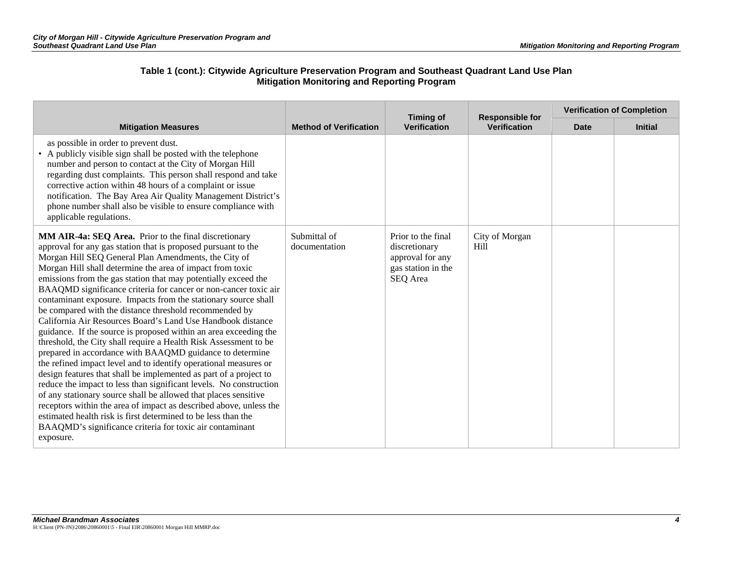**Table 1 (cont.): Citywide Agriculture Preservation Program and Southeast Quadrant Land Use Plan Mitigation Monitoring and Reporting Program**

| Mitigation Measures | Method of Verification | Timing of Verification | Responsible for Verification | Verification of Completion | |
|---|---|---|---|---|---|
| | | | | Date | Initial |
| as possible in order to prevent dust.<br>• A publicly visible sign shall be posted with the telephone number and person to contact at the City of Morgan Hill regarding dust complaints. This person shall respond and take corrective action within 48 hours of a complaint or issue notification. The Bay Area Air Quality Management District's phone number shall also be visible to ensure compliance with applicable regulations. | | | | | |
| **MM AIR-4a: SEQ Area.** Prior to the final discretionary approval for any gas station that is proposed pursuant to the Morgan Hill SEQ General Plan Amendments, the City of Morgan Hill shall determine the area of impact from toxic emissions from the gas station that may potentially exceed the BAAQMD significance criteria for cancer or non-cancer toxic air contaminant exposure. Impacts from the stationary source shall be compared with the distance threshold recommended by California Air Resources Board's Land Use Handbook distance guidance. If the source is proposed within an area exceeding the threshold, the City shall require a Health Risk Assessment to be prepared in accordance with BAAQMD guidance to determine the refined impact level and to identify operational measures or design features that shall be implemented as part of a project to reduce the impact to less than significant levels. No construction of any stationary source shall be allowed that places sensitive receptors within the area of impact as described above, unless the estimated health risk is first determined to be less than the BAAQMD's significance criteria for toxic air contaminant exposure. | Submittal of documentation | Prior to the final discretionary approval for any gas station in the SEQ Area | City of Morgan Hill | | |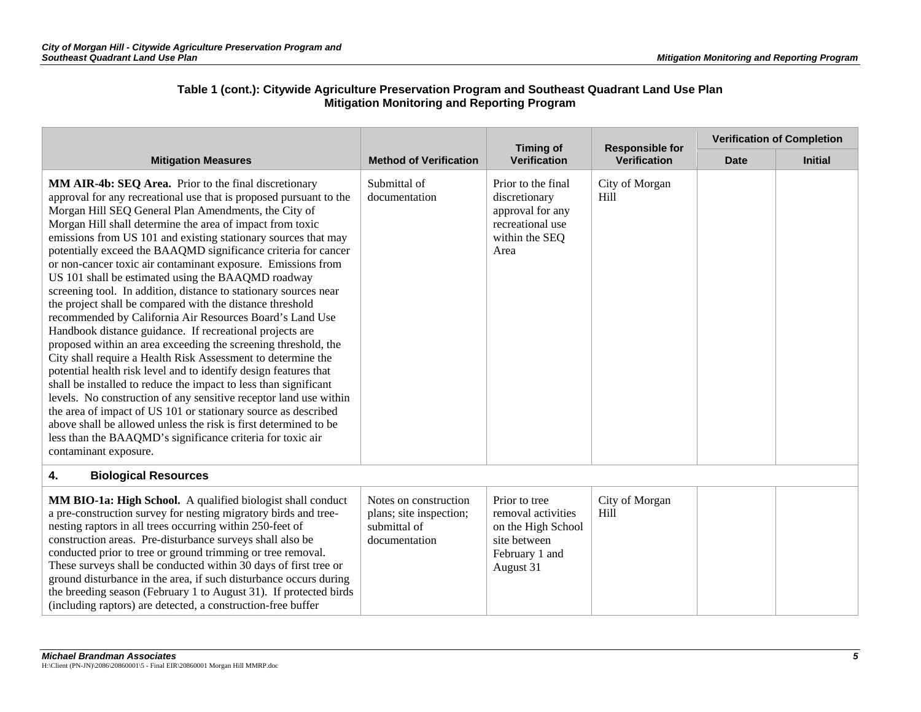**Table 1 (cont.): Citywide Agriculture Preservation Program and Southeast Quadrant Land Use Plan Mitigation Monitoring and Reporting Program**

| Mitigation Measures | Method of Verification | Timing of Verification | Responsible for Verification | Verification of Completion | |
|---|---|---|---|---|---|
| | | | | Date | Initial |
| **MM AIR-4b: SEQ Area.** Prior to the final discretionary approval for any recreational use that is proposed pursuant to the Morgan Hill SEQ General Plan Amendments, the City of Morgan Hill shall determine the area of impact from toxic emissions from US 101 and existing stationary sources that may potentially exceed the BAAQMD significance criteria for cancer or non-cancer toxic air contaminant exposure. Emissions from US 101 shall be estimated using the BAAQMD roadway screening tool. In addition, distance to stationary sources near the project shall be compared with the distance threshold recommended by California Air Resources Board's Land Use Handbook distance guidance. If recreational projects are proposed within an area exceeding the screening threshold, the City shall require a Health Risk Assessment to determine the potential health risk level and to identify design features that shall be installed to reduce the impact to less than significant levels. No construction of any sensitive receptor land use within the area of impact of US 101 or stationary source as described above shall be allowed unless the risk is first determined to be less than the BAAQMD's significance criteria for toxic air contaminant exposure. | Submittal of documentation | Prior to the final discretionary approval for any recreational use within the SEQ Area | City of Morgan Hill | | |
| **4. Biological Resources** | | | | | |
| **MM BIO-1a: High School.** A qualified biologist shall conduct a pre-construction survey for nesting migratory birds and tree-nesting raptors in all trees occurring within 250-feet of construction areas. Pre-disturbance surveys shall also be conducted prior to tree or ground trimming or tree removal. These surveys shall be conducted within 30 days of first tree or ground disturbance in the area, if such disturbance occurs during the breeding season (February 1 to August 31). If protected birds (including raptors) are detected, a construction-free buffer | Notes on construction plans; site inspection; submittal of documentation | Prior to tree removal activities on the High School site between February 1 and August 31 | City of Morgan Hill | | |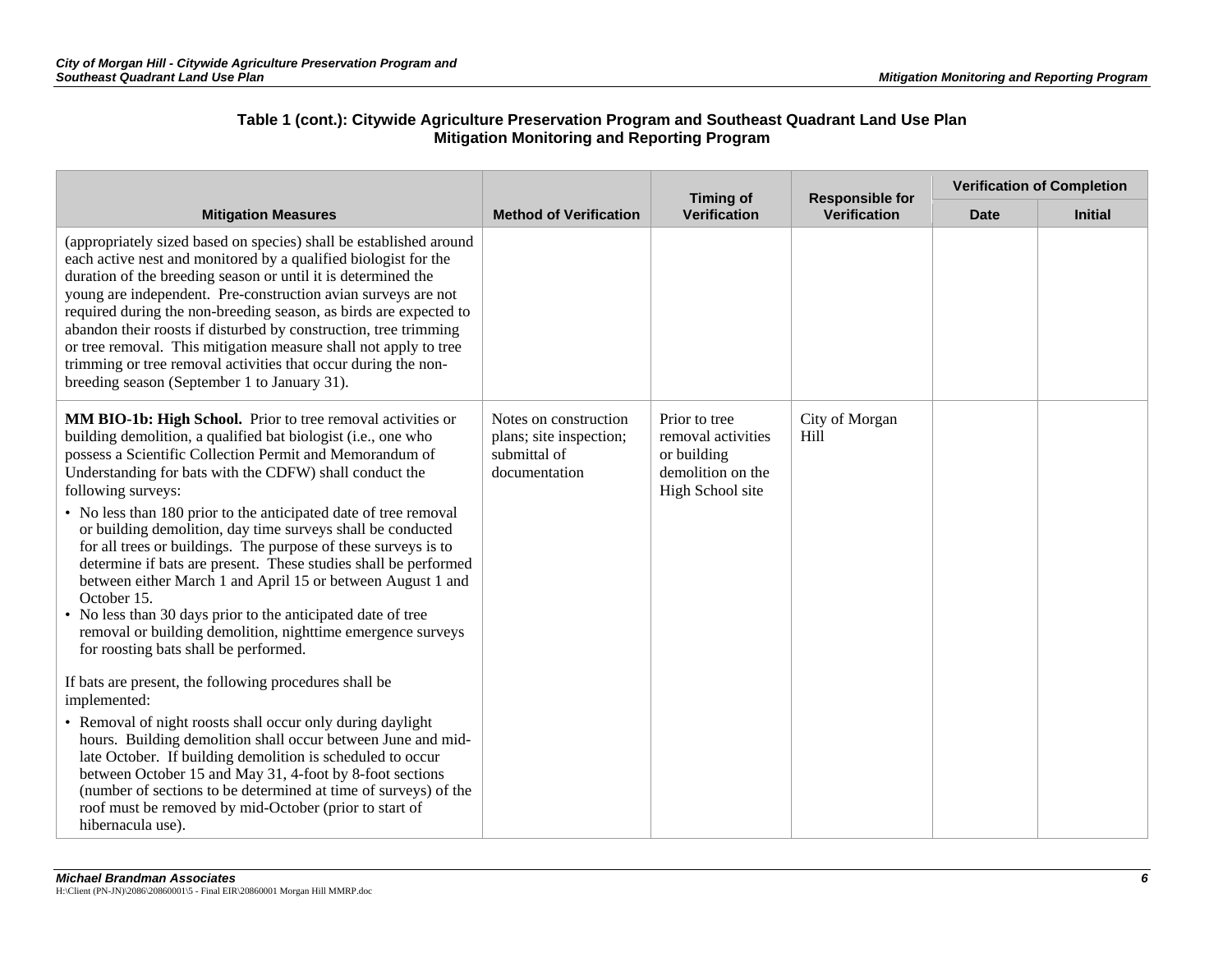**Table 1 (cont.): Citywide Agriculture Preservation Program and Southeast Quadrant Land Use Plan Mitigation Monitoring and Reporting Program**

| Mitigation Measures | Method of Verification | Timing of Verification | Responsible for Verification | Verification of Completion | |
|---|---|---|---|---|---|
| | | | | Date | Initial |
| (appropriately sized based on species) shall be established around each active nest and monitored by a qualified biologist for the duration of the breeding season or until it is determined the young are independent. Pre-construction avian surveys are not required during the non-breeding season, as birds are expected to abandon their roosts if disturbed by construction, tree trimming or tree removal. This mitigation measure shall not apply to tree trimming or tree removal activities that occur during the non-breeding season (September 1 to January 31). | | | | | |
| **MM BIO-1b: High School.** Prior to tree removal activities or building demolition, a qualified bat biologist (i.e., one who possess a Scientific Collection Permit and Memorandum of Understanding for bats with the CDFW) shall conduct the following surveys:<br>• No less than 180 prior to the anticipated date of tree removal or building demolition, day time surveys shall be conducted for all trees or buildings. The purpose of these surveys is to determine if bats are present. These studies shall be performed between either March 1 and April 15 or between August 1 and October 15.<br>• No less than 30 days prior to the anticipated date of tree removal or building demolition, nighttime emergence surveys for roosting bats shall be performed.<br><br>If bats are present, the following procedures shall be implemented:<br>• Removal of night roosts shall occur only during daylight hours. Building demolition shall occur between June and mid-late October. If building demolition is scheduled to occur between October 15 and May 31, 4-foot by 8-foot sections (number of sections to be determined at time of surveys) of the roof must be removed by mid-October (prior to start of hibernacula use). | Notes on construction plans; site inspection; submittal of documentation | Prior to tree removal activities or building demolition on the High School site | City of Morgan Hill | | |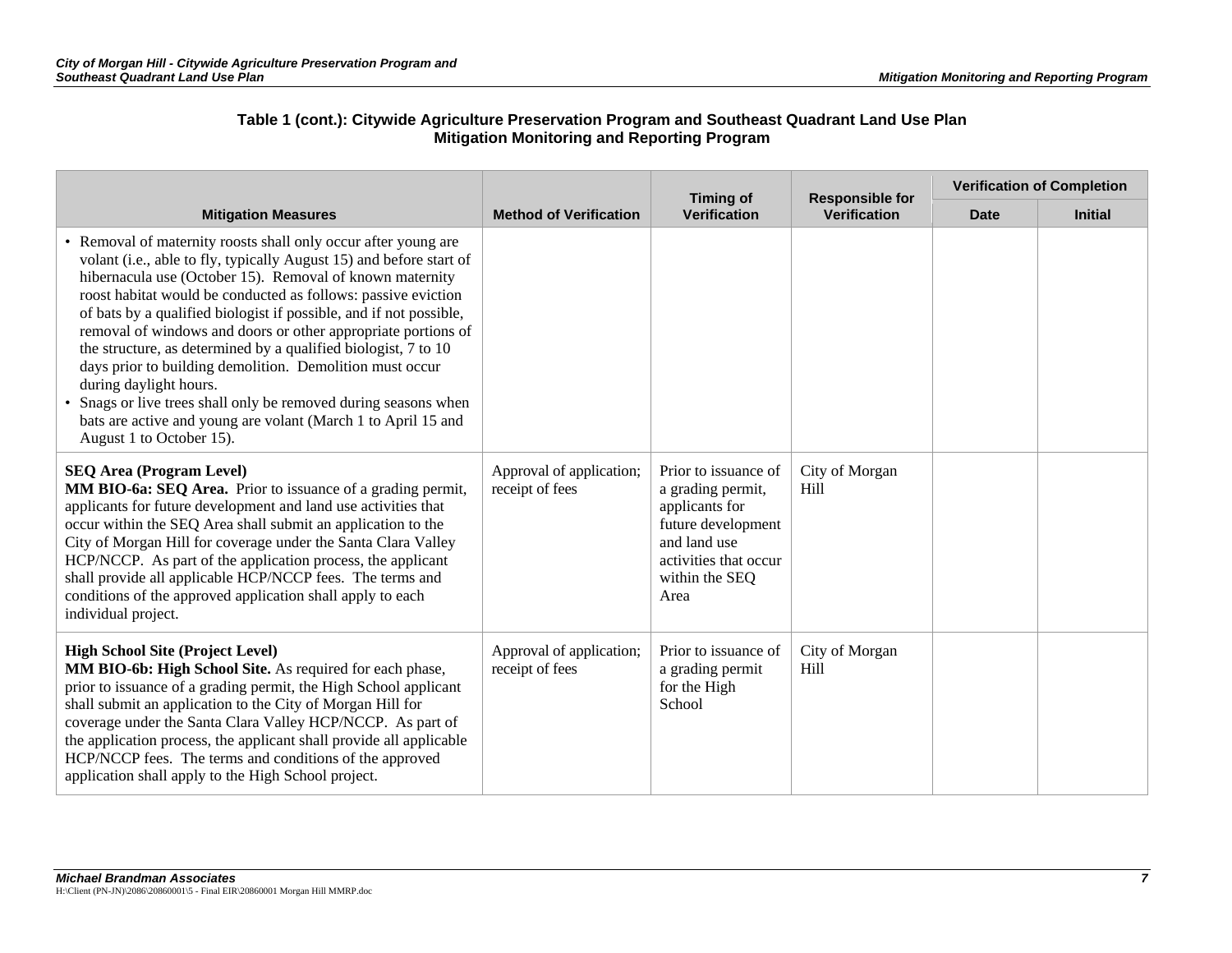**Table 1 (cont.): Citywide Agriculture Preservation Program and Southeast Quadrant Land Use Plan Mitigation Monitoring and Reporting Program**

| Mitigation Measures | Method of Verification | Timing of Verification | Responsible for Verification | Verification of Completion | |
|---|---|---|---|---|---|
| | | | | Date | Initial |
| • Removal of maternity roosts shall only occur after young are volant (i.e., able to fly, typically August 15) and before start of hibernacula use (October 15). Removal of known maternity roost habitat would be conducted as follows: passive eviction of bats by a qualified biologist if possible, and if not possible, removal of windows and doors or other appropriate portions of the structure, as determined by a qualified biologist, 7 to 10 days prior to building demolition. Demolition must occur during daylight hours.<br>• Snags or live trees shall only be removed during seasons when bats are active and young are volant (March 1 to April 15 and August 1 to October 15). | | | | | |
| **SEQ Area (Program Level)**<br>**MM BIO-6a: SEQ Area.** Prior to issuance of a grading permit, applicants for future development and land use activities that occur within the SEQ Area shall submit an application to the City of Morgan Hill for coverage under the Santa Clara Valley HCP/NCCP. As part of the application process, the applicant shall provide all applicable HCP/NCCP fees. The terms and conditions of the approved application shall apply to each individual project. | Approval of application; receipt of fees | Prior to issuance of a grading permit, applicants for future development and land use activities that occur within the SEQ Area | City of Morgan Hill | | |
| **High School Site (Project Level)**<br>**MM BIO-6b: High School Site.** As required for each phase, prior to issuance of a grading permit, the High School applicant shall submit an application to the City of Morgan Hill for coverage under the Santa Clara Valley HCP/NCCP. As part of the application process, the applicant shall provide all applicable HCP/NCCP fees. The terms and conditions of the approved application shall apply to the High School project. | Approval of application; receipt of fees | Prior to issuance of a grading permit for the High School | City of Morgan Hill | | |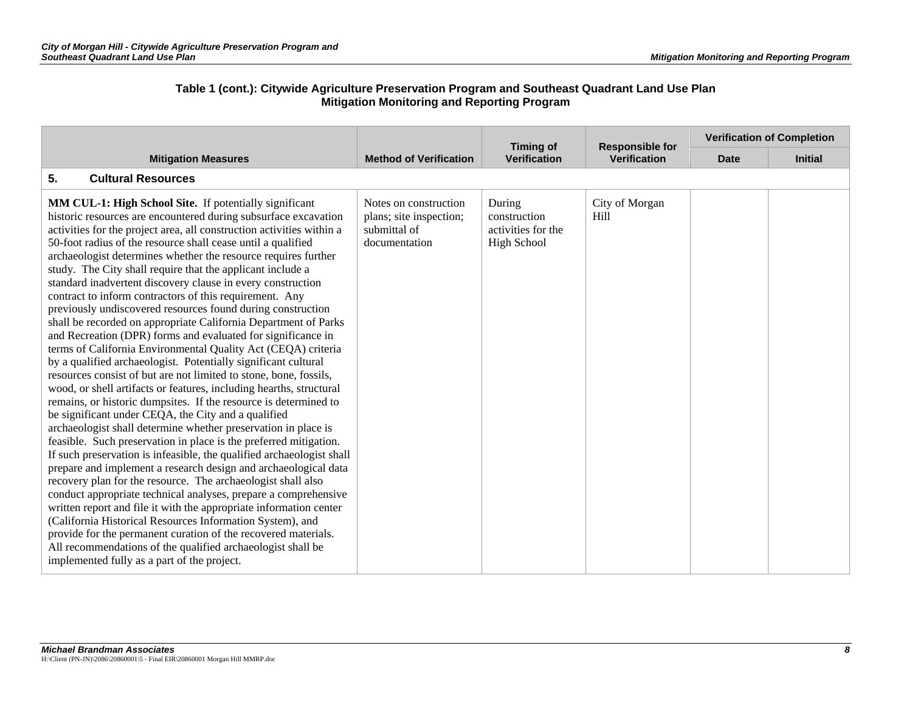**Table 1 (cont.): Citywide Agriculture Preservation Program and Southeast Quadrant Land Use Plan Mitigation Monitoring and Reporting Program**

| Mitigation Measures | Method of Verification | Timing of Verification | Responsible for Verification | Verification of Completion | |
|---|---|---|---|---|---|
| | | | | Date | Initial |
| **5. Cultural Resources** | | | | | |
| **MM CUL-1: High School Site.** If potentially significant historic resources are encountered during subsurface excavation activities for the project area, all construction activities within a 50-foot radius of the resource shall cease until a qualified archaeologist determines whether the resource requires further study. The City shall require that the applicant include a standard inadvertent discovery clause in every construction contract to inform contractors of this requirement. Any previously undiscovered resources found during construction shall be recorded on appropriate California Department of Parks and Recreation (DPR) forms and evaluated for significance in terms of California Environmental Quality Act (CEQA) criteria by a qualified archaeologist. Potentially significant cultural resources consist of but are not limited to stone, bone, fossils, wood, or shell artifacts or features, including hearths, structural remains, or historic dumpsites. If the resource is determined to be significant under CEQA, the City and a qualified archaeologist shall determine whether preservation in place is feasible. Such preservation in place is the preferred mitigation. If such preservation is infeasible, the qualified archaeologist shall prepare and implement a research design and archaeological data recovery plan for the resource. The archaeologist shall also conduct appropriate technical analyses, prepare a comprehensive written report and file it with the appropriate information center (California Historical Resources Information System), and provide for the permanent curation of the recovered materials. All recommendations of the qualified archaeologist shall be implemented fully as a part of the project. | Notes on construction plans; site inspection; submittal of documentation | During construction activities for the High School | City of Morgan Hill | | |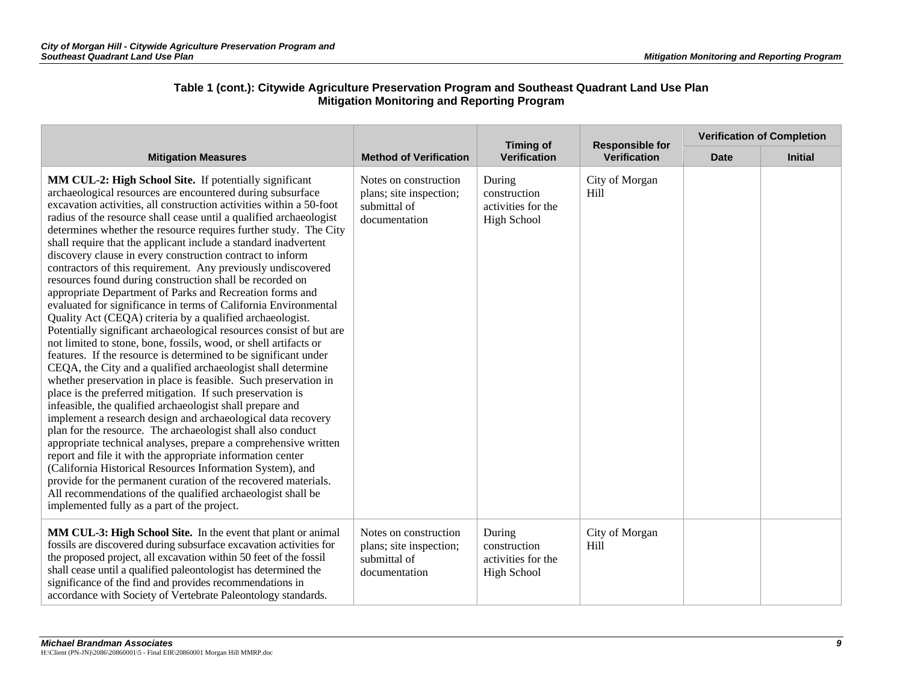**Table 1 (cont.): Citywide Agriculture Preservation Program and Southeast Quadrant Land Use Plan Mitigation Monitoring and Reporting Program**

| Mitigation Measures | Method of Verification | Timing of Verification | Responsible for Verification | Verification of Completion | |
|---|---|---|---|---|---|
| | | | | Date | Initial |
| **MM CUL-2: High School Site.** If potentially significant archaeological resources are encountered during subsurface excavation activities, all construction activities within a 50-foot radius of the resource shall cease until a qualified archaeologist determines whether the resource requires further study. The City shall require that the applicant include a standard inadvertent discovery clause in every construction contract to inform contractors of this requirement. Any previously undiscovered resources found during construction shall be recorded on appropriate Department of Parks and Recreation forms and evaluated for significance in terms of California Environmental Quality Act (CEQA) criteria by a qualified archaeologist. Potentially significant archaeological resources consist of but are not limited to stone, bone, fossils, wood, or shell artifacts or features. If the resource is determined to be significant under CEQA, the City and a qualified archaeologist shall determine whether preservation in place is feasible. Such preservation in place is the preferred mitigation. If such preservation is infeasible, the qualified archaeologist shall prepare and implement a research design and archaeological data recovery plan for the resource. The archaeologist shall also conduct appropriate technical analyses, prepare a comprehensive written report and file it with the appropriate information center (California Historical Resources Information System), and provide for the permanent curation of the recovered materials. All recommendations of the qualified archaeologist shall be implemented fully as a part of the project. | Notes on construction plans; site inspection; submittal of documentation | During construction activities for the High School | City of Morgan Hill | | |
| **MM CUL-3: High School Site.** In the event that plant or animal fossils are discovered during subsurface excavation activities for the proposed project, all excavation within 50 feet of the fossil shall cease until a qualified paleontologist has determined the significance of the find and provides recommendations in accordance with Society of Vertebrate Paleontology standards. | Notes on construction plans; site inspection; submittal of documentation | During construction activities for the High School | City of Morgan Hill | | |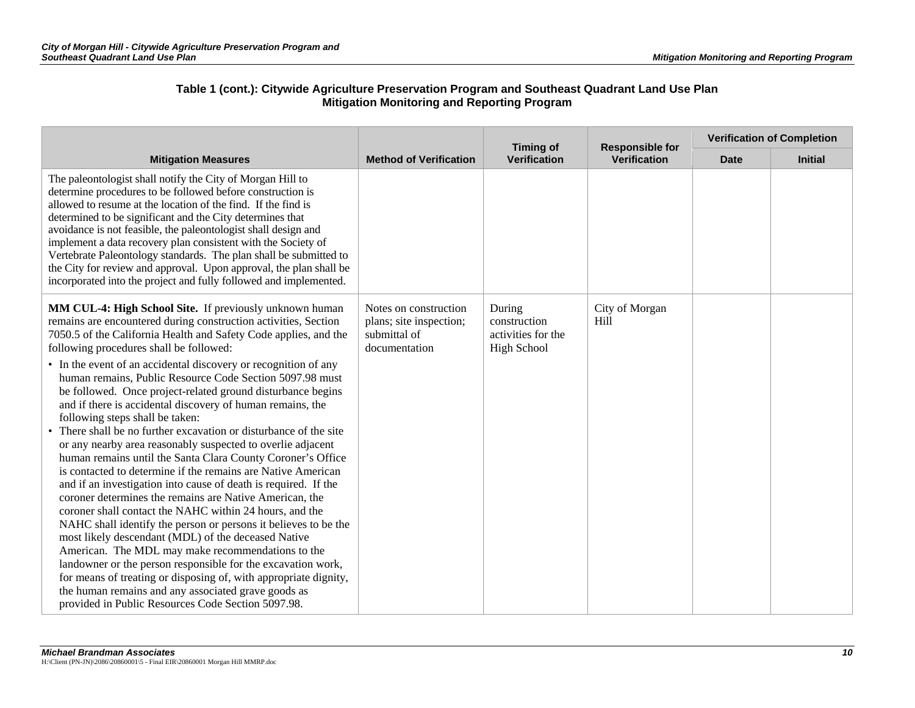**Table 1 (cont.): Citywide Agriculture Preservation Program and Southeast Quadrant Land Use Plan Mitigation Monitoring and Reporting Program**

| Mitigation Measures | Method of Verification | Timing of Verification | Responsible for Verification | Verification of Completion | |
|---|---|---|---|---|---|
| | | | | Date | Initial |
| The paleontologist shall notify the City of Morgan Hill to determine procedures to be followed before construction is allowed to resume at the location of the find. If the find is determined to be significant and the City determines that avoidance is not feasible, the paleontologist shall design and implement a data recovery plan consistent with the Society of Vertebrate Paleontology standards. The plan shall be submitted to the City for review and approval. Upon approval, the plan shall be incorporated into the project and fully followed and implemented. | | | | | |
| **MM CUL-4: High School Site.** If previously unknown human remains are encountered during construction activities, Section 7050.5 of the California Health and Safety Code applies, and the following procedures shall be followed: <br>• In the event of an accidental discovery or recognition of any human remains, Public Resource Code Section 5097.98 must be followed. Once project-related ground disturbance begins and if there is accidental discovery of human remains, the following steps shall be taken: <br>• There shall be no further excavation or disturbance of the site or any nearby area reasonably suspected to overlie adjacent human remains until the Santa Clara County Coroner's Office is contacted to determine if the remains are Native American and if an investigation into cause of death is required. If the coroner determines the remains are Native American, the coroner shall contact the NAHC within 24 hours, and the NAHC shall identify the person or persons it believes to be the most likely descendant (MDL) of the deceased Native American. The MDL may make recommendations to the landowner or the person responsible for the excavation work, for means of treating or disposing of, with appropriate dignity, the human remains and any associated grave goods as provided in Public Resources Code Section 5097.98. | Notes on construction plans; site inspection; submittal of documentation | During construction activities for the High School | City of Morgan Hill | | |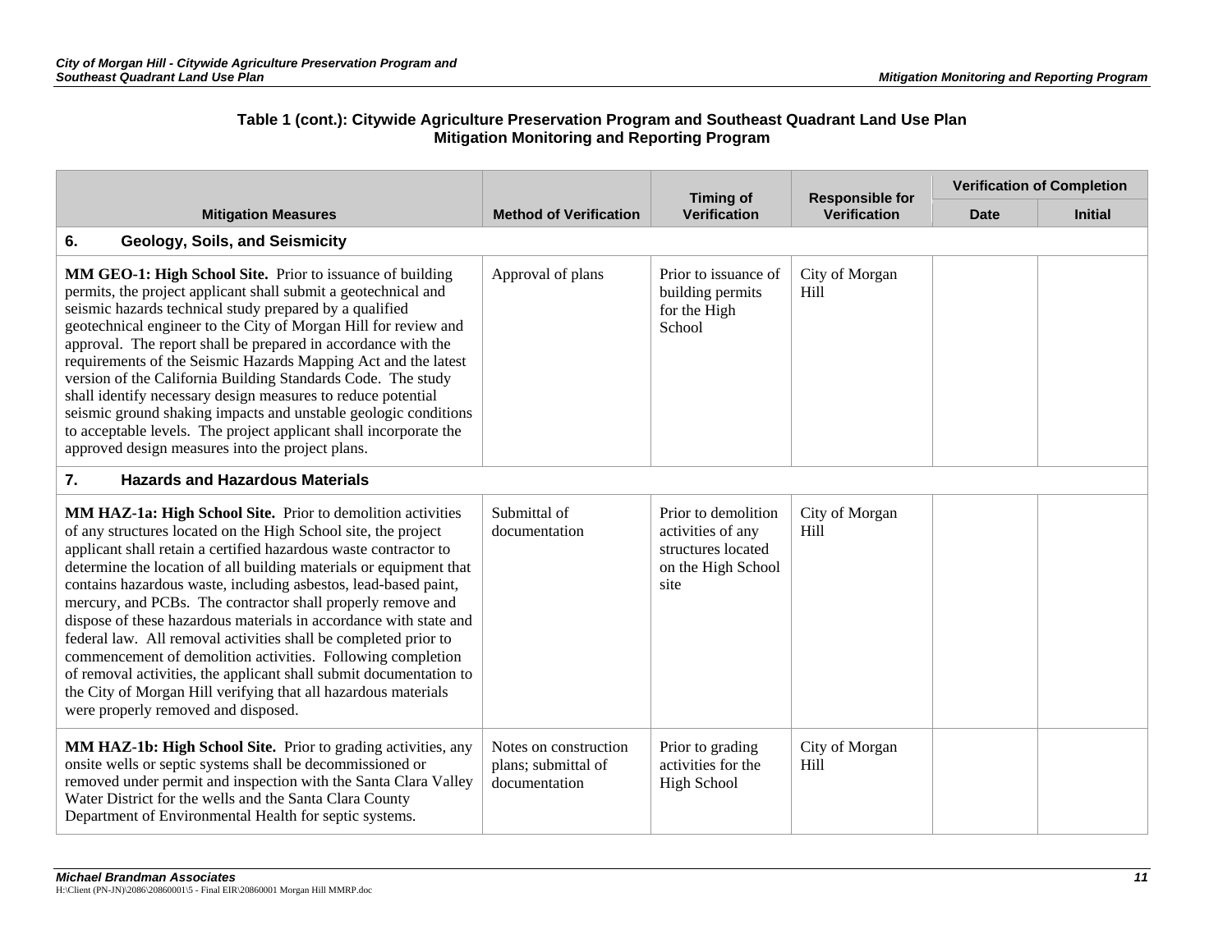**Table 1 (cont.): Citywide Agriculture Preservation Program and Southeast Quadrant Land Use Plan Mitigation Monitoring and Reporting Program**

| Mitigation Measures | Method of Verification | Timing of Verification | Responsible for Verification | Verification of Completion | |
|---|---|---|---|---|---|
| | | | | Date | Initial |
| **6. Geology, Soils, and Seismicity** | | | | | |
| **MM GEO-1: High School Site.** Prior to issuance of building permits, the project applicant shall submit a geotechnical and seismic hazards technical study prepared by a qualified geotechnical engineer to the City of Morgan Hill for review and approval. The report shall be prepared in accordance with the requirements of the Seismic Hazards Mapping Act and the latest version of the California Building Standards Code. The study shall identify necessary design measures to reduce potential seismic ground shaking impacts and unstable geologic conditions to acceptable levels. The project applicant shall incorporate the approved design measures into the project plans. | Approval of plans | Prior to issuance of building permits for the High School | City of Morgan Hill | | |
| **7. Hazards and Hazardous Materials** | | | | | |
| **MM HAZ-1a: High School Site.** Prior to demolition activities of any structures located on the High School site, the project applicant shall retain a certified hazardous waste contractor to determine the location of all building materials or equipment that contains hazardous waste, including asbestos, lead-based paint, mercury, and PCBs. The contractor shall properly remove and dispose of these hazardous materials in accordance with state and federal law. All removal activities shall be completed prior to commencement of demolition activities. Following completion of removal activities, the applicant shall submit documentation to the City of Morgan Hill verifying that all hazardous materials were properly removed and disposed. | Submittal of documentation | Prior to demolition activities of any structures located on the High School site | City of Morgan Hill | | |
| **MM HAZ-1b: High School Site.** Prior to grading activities, any onsite wells or septic systems shall be decommissioned or removed under permit and inspection with the Santa Clara Valley Water District for the wells and the Santa Clara County Department of Environmental Health for septic systems. | Notes on construction plans; submittal of documentation | Prior to grading activities for the High School | City of Morgan Hill | | |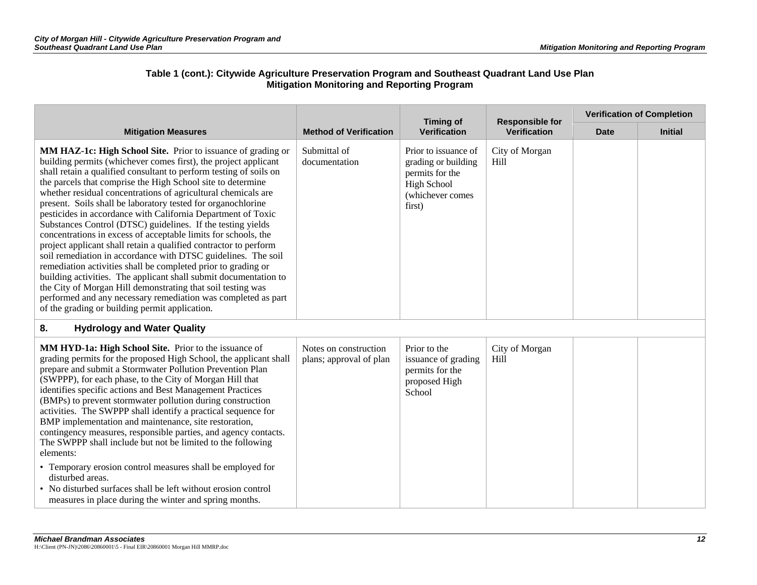**Table 1 (cont.): Citywide Agriculture Preservation Program and Southeast Quadrant Land Use Plan Mitigation Monitoring and Reporting Program**

| Mitigation Measures | Method of Verification | Timing of Verification | Responsible for Verification | Verification of Completion | |
|---|---|---|---|---|---|
| | | | | Date | Initial |
| **MM HAZ-1c: High School Site.** Prior to issuance of grading or building permits (whichever comes first), the project applicant shall retain a qualified consultant to perform testing of soils on the parcels that comprise the High School site to determine whether residual concentrations of agricultural chemicals are present. Soils shall be laboratory tested for organochlorine pesticides in accordance with California Department of Toxic Substances Control (DTSC) guidelines. If the testing yields concentrations in excess of acceptable limits for schools, the project applicant shall retain a qualified contractor to perform soil remediation in accordance with DTSC guidelines. The soil remediation activities shall be completed prior to grading or building activities. The applicant shall submit documentation to the City of Morgan Hill demonstrating that soil testing was performed and any necessary remediation was completed as part of the grading or building permit application. | Submittal of documentation | Prior to issuance of grading or building permits for the High School (whichever comes first) | City of Morgan Hill | | |
| **8. Hydrology and Water Quality** | | | | | |
| **MM HYD-1a: High School Site.** Prior to the issuance of grading permits for the proposed High School, the applicant shall prepare and submit a Stormwater Pollution Prevention Plan (SWPPP), for each phase, to the City of Morgan Hill that identifies specific actions and Best Management Practices (BMPs) to prevent stormwater pollution during construction activities. The SWPPP shall identify a practical sequence for BMP implementation and maintenance, site restoration, contingency measures, responsible parties, and agency contacts. The SWPPP shall include but not be limited to the following elements:<br>• Temporary erosion control measures shall be employed for disturbed areas.<br>• No disturbed surfaces shall be left without erosion control measures in place during the winter and spring months. | Notes on construction plans; approval of plan | Prior to the issuance of grading permits for the proposed High School | City of Morgan Hill | | |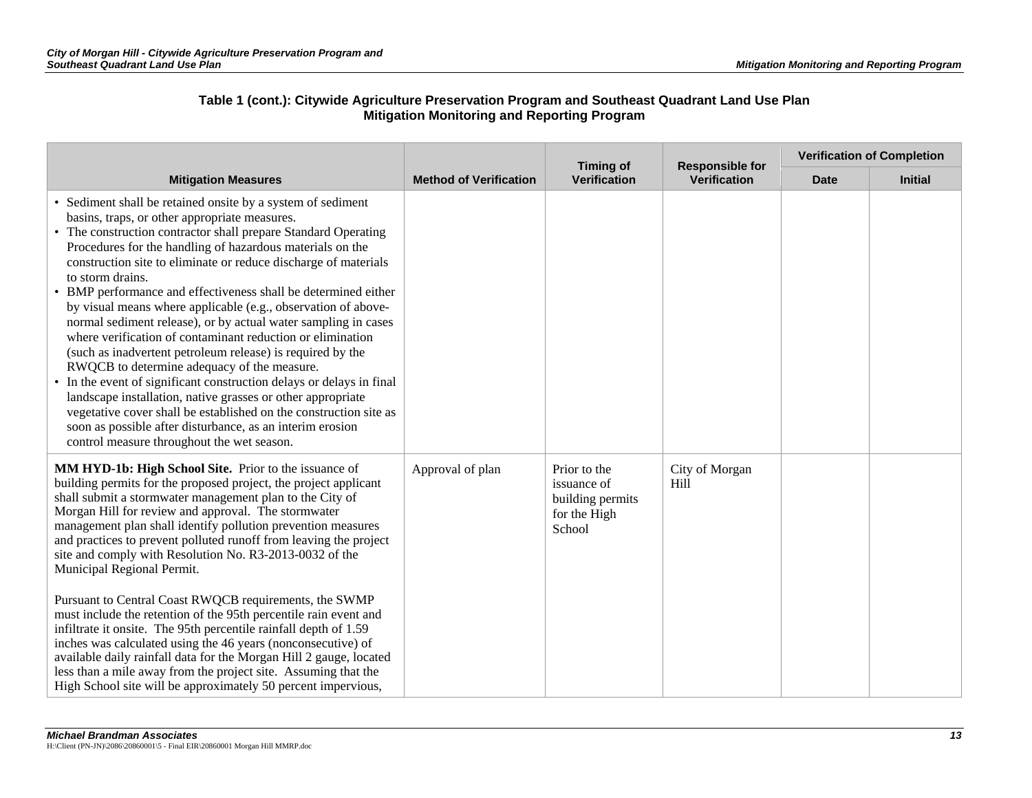**Table 1 (cont.): Citywide Agriculture Preservation Program and Southeast Quadrant Land Use Plan Mitigation Monitoring and Reporting Program**

| Mitigation Measures | Method of Verification | Timing of Verification | Responsible for Verification | Verification of Completion | |
|---|---|---|---|---|---|
| | | | | Date | Initial |
| • Sediment shall be retained onsite by a system of sediment basins, traps, or other appropriate measures.<br>• The construction contractor shall prepare Standard Operating Procedures for the handling of hazardous materials on the construction site to eliminate or reduce discharge of materials to storm drains.<br>• BMP performance and effectiveness shall be determined either by visual means where applicable (e.g., observation of above-normal sediment release), or by actual water sampling in cases where verification of contaminant reduction or elimination (such as inadvertent petroleum release) is required by the RWQCB to determine adequacy of the measure.<br>• In the event of significant construction delays or delays in final landscape installation, native grasses or other appropriate vegetative cover shall be established on the construction site as soon as possible after disturbance, as an interim erosion control measure throughout the wet season. | | | | | |
| **MM HYD-1b: High School Site.** Prior to the issuance of building permits for the proposed project, the project applicant shall submit a stormwater management plan to the City of Morgan Hill for review and approval. The stormwater management plan shall identify pollution prevention measures and practices to prevent polluted runoff from leaving the project site and comply with Resolution No. R3-2013-0032 of the Municipal Regional Permit.<br><br>Pursuant to Central Coast RWQCB requirements, the SWMP must include the retention of the 95th percentile rain event and infiltrate it onsite. The 95th percentile rainfall depth of 1.59 inches was calculated using the 46 years (nonconsecutive) of available daily rainfall data for the Morgan Hill 2 gauge, located less than a mile away from the project site. Assuming that the High School site will be approximately 50 percent impervious, | Approval of plan | Prior to the issuance of building permits for the High School | City of Morgan Hill | | |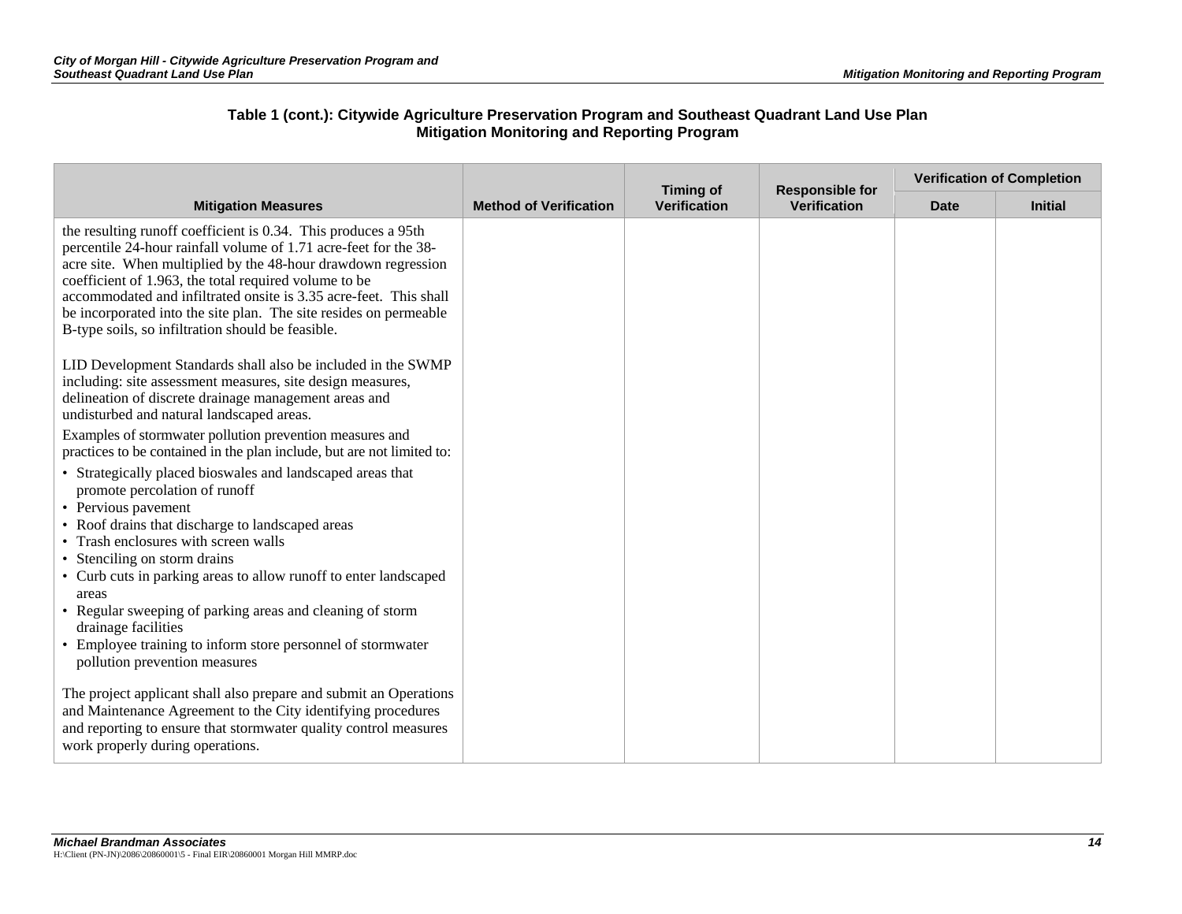**Table 1 (cont.): Citywide Agriculture Preservation Program and Southeast Quadrant Land Use Plan Mitigation Monitoring and Reporting Program**

| Mitigation Measures | Method of Verification | Timing of Verification | Responsible for Verification | Verification of Completion | |
|---|---|---|---|---|---|
| | | | | Date | Initial |
| the resulting runoff coefficient is 0.34. This produces a 95th percentile 24-hour rainfall volume of 1.71 acre-feet for the 38-acre site. When multiplied by the 48-hour drawdown regression coefficient of 1.963, the total required volume to be accommodated and infiltrated onsite is 3.35 acre-feet. This shall be incorporated into the site plan. The site resides on permeable B-type soils, so infiltration should be feasible.<br><br>LID Development Standards shall also be included in the SWMP including: site assessment measures, site design measures, delineation of discrete drainage management areas and undisturbed and natural landscaped areas.<br><br>Examples of stormwater pollution prevention measures and practices to be contained in the plan include, but are not limited to:<br>• Strategically placed bioswales and landscaped areas that promote percolation of runoff<br>• Pervious pavement<br>• Roof drains that discharge to landscaped areas<br>• Trash enclosures with screen walls<br>• Stenciling on storm drains<br>• Curb cuts in parking areas to allow runoff to enter landscaped areas<br>• Regular sweeping of parking areas and cleaning of storm drainage facilities<br>• Employee training to inform store personnel of stormwater pollution prevention measures<br><br>The project applicant shall also prepare and submit an Operations and Maintenance Agreement to the City identifying procedures and reporting to ensure that stormwater quality control measures work properly during operations. | | | | | |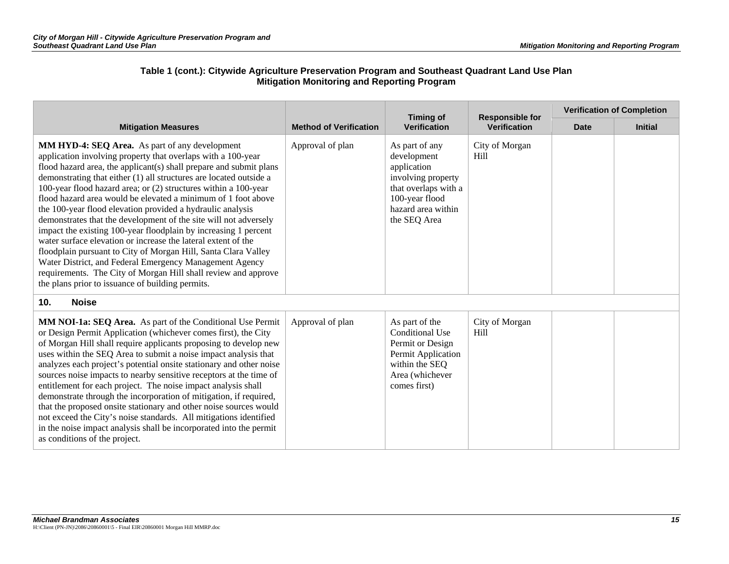**Table 1 (cont.): Citywide Agriculture Preservation Program and Southeast Quadrant Land Use Plan Mitigation Monitoring and Reporting Program**

| Mitigation Measures | Method of Verification | Timing of Verification | Responsible for Verification | Verification of Completion | |
|---|---|---|---|---|---|
| | | | | Date | Initial |
| **MM HYD-4: SEQ Area.** As part of any development application involving property that overlaps with a 100-year flood hazard area, the applicant(s) shall prepare and submit plans demonstrating that either (1) all structures are located outside a 100-year flood hazard area; or (2) structures within a 100-year flood hazard area would be elevated a minimum of 1 foot above the 100-year flood elevation provided a hydraulic analysis demonstrates that the development of the site will not adversely impact the existing 100-year floodplain by increasing 1 percent water surface elevation or increase the lateral extent of the floodplain pursuant to City of Morgan Hill, Santa Clara Valley Water District, and Federal Emergency Management Agency requirements. The City of Morgan Hill shall review and approve the plans prior to issuance of building permits. | Approval of plan | As part of any development application involving property that overlaps with a 100-year flood hazard area within the SEQ Area | City of Morgan Hill | | |
| **10. Noise** | | | | | |
| **MM NOI-1a: SEQ Area.** As part of the Conditional Use Permit or Design Permit Application (whichever comes first), the City of Morgan Hill shall require applicants proposing to develop new uses within the SEQ Area to submit a noise impact analysis that analyzes each project's potential onsite stationary and other noise sources noise impacts to nearby sensitive receptors at the time of entitlement for each project. The noise impact analysis shall demonstrate through the incorporation of mitigation, if required, that the proposed onsite stationary and other noise sources would not exceed the City's noise standards. All mitigations identified in the noise impact analysis shall be incorporated into the permit as conditions of the project. | Approval of plan | As part of the Conditional Use Permit or Design Permit Application within the SEQ Area (whichever comes first) | City of Morgan Hill | | |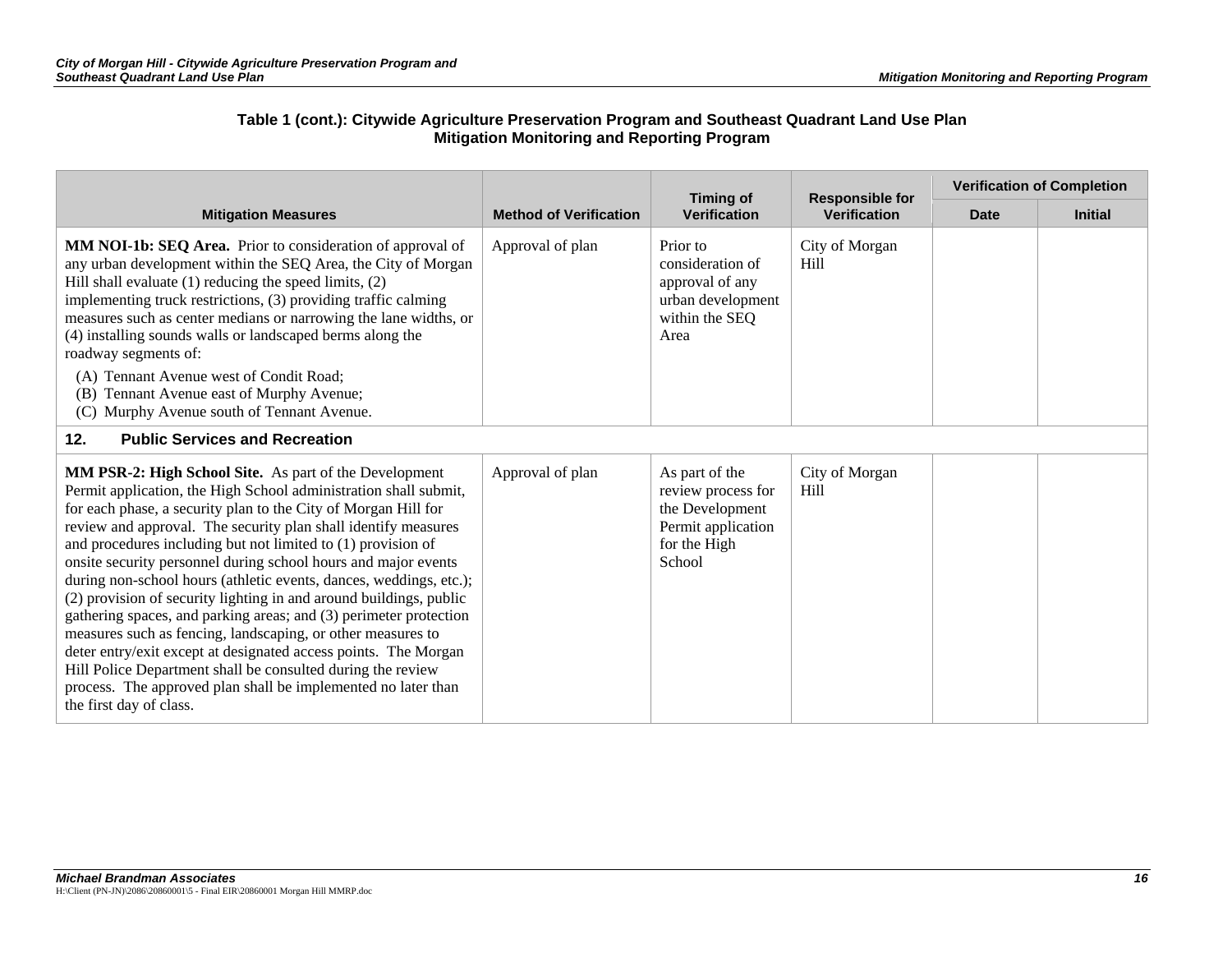**Table 1 (cont.): Citywide Agriculture Preservation Program and Southeast Quadrant Land Use Plan Mitigation Monitoring and Reporting Program**

| Mitigation Measures | Method of Verification | Timing of Verification | Responsible for Verification | Verification of Completion | |
|---|---|---|---|---|---|
| | | | | Date | Initial |
| **MM NOI-1b: SEQ Area.** Prior to consideration of approval of any urban development within the SEQ Area, the City of Morgan Hill shall evaluate (1) reducing the speed limits, (2) implementing truck restrictions, (3) providing traffic calming measures such as center medians or narrowing the lane widths, or (4) installing sounds walls or landscaped berms along the roadway segments of: (A) Tennant Avenue west of Condit Road; (B) Tennant Avenue east of Murphy Avenue; (C) Murphy Avenue south of Tennant Avenue. | Approval of plan | Prior to consideration of approval of any urban development within the SEQ Area | City of Morgan Hill | | |
| **12. Public Services and Recreation** | | | | | |
| **MM PSR-2: High School Site.** As part of the Development Permit application, the High School administration shall submit, for each phase, a security plan to the City of Morgan Hill for review and approval. The security plan shall identify measures and procedures including but not limited to (1) provision of onsite security personnel during school hours and major events during non-school hours (athletic events, dances, weddings, etc.); (2) provision of security lighting in and around buildings, public gathering spaces, and parking areas; and (3) perimeter protection measures such as fencing, landscaping, or other measures to deter entry/exit except at designated access points. The Morgan Hill Police Department shall be consulted during the review process. The approved plan shall be implemented no later than the first day of class. | Approval of plan | As part of the review process for the Development Permit application for the High School | City of Morgan Hill | | |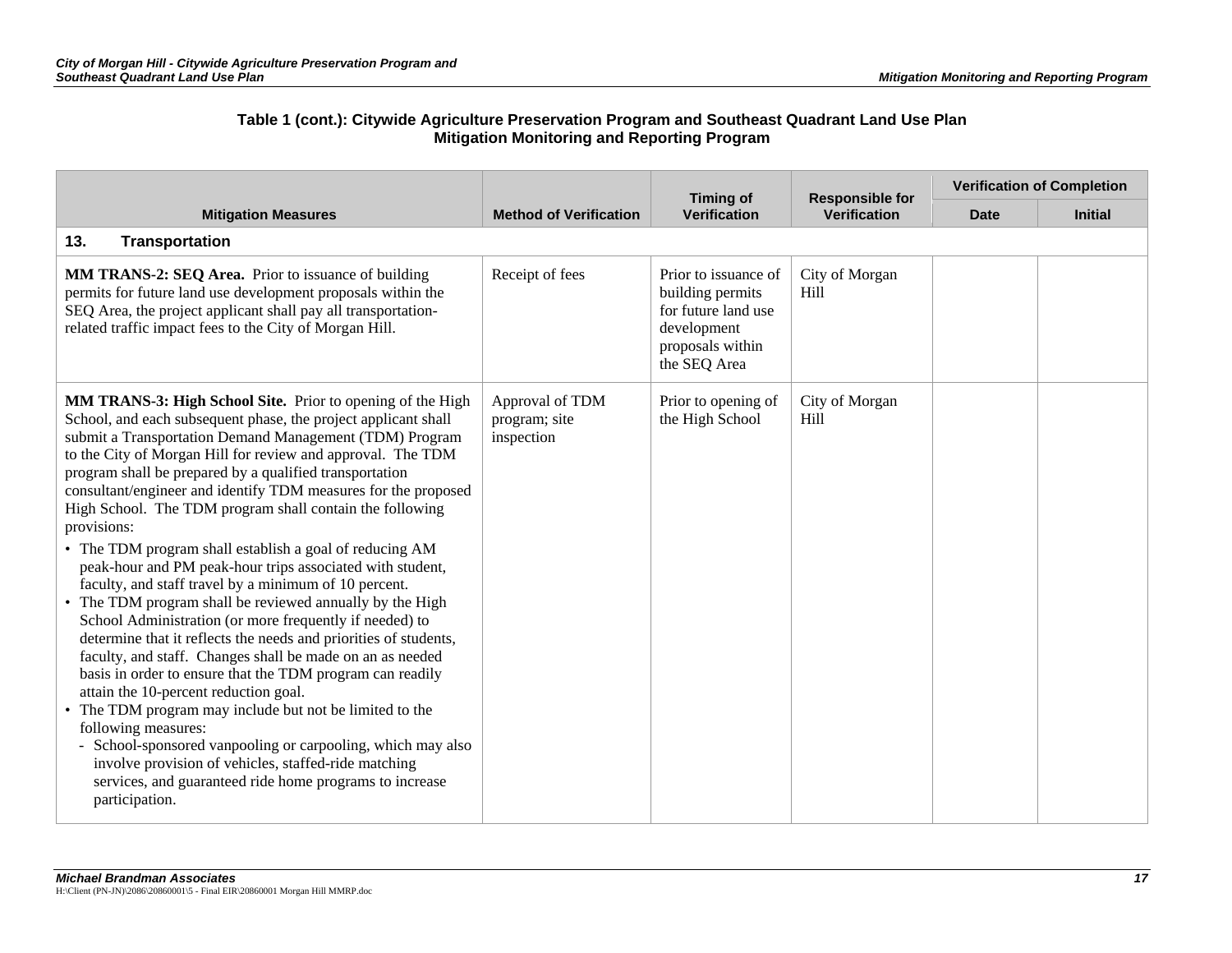**Table 1 (cont.): Citywide Agriculture Preservation Program and Southeast Quadrant Land Use Plan Mitigation Monitoring and Reporting Program**

| Mitigation Measures | Method of Verification | Timing of Verification | Responsible for Verification | Verification of Completion | |
|---|---|---|---|---|---|
| | | | | Date | Initial |
| **13. Transportation** | | | | | |
| **MM TRANS-2: SEQ Area.** Prior to issuance of building permits for future land use development proposals within the SEQ Area, the project applicant shall pay all transportation-related traffic impact fees to the City of Morgan Hill. | Receipt of fees | Prior to issuance of building permits for future land use development proposals within the SEQ Area | City of Morgan Hill | | |
| **MM TRANS-3: High School Site.** Prior to opening of the High School, and each subsequent phase, the project applicant shall submit a Transportation Demand Management (TDM) Program to the City of Morgan Hill for review and approval. The TDM program shall be prepared by a qualified transportation consultant/engineer and identify TDM measures for the proposed High School. The TDM program shall contain the following provisions:<br>• The TDM program shall establish a goal of reducing AM peak-hour and PM peak-hour trips associated with student, faculty, and staff travel by a minimum of 10 percent.<br>• The TDM program shall be reviewed annually by the High School Administration (or more frequently if needed) to determine that it reflects the needs and priorities of students, faculty, and staff. Changes shall be made on an as needed basis in order to ensure that the TDM program can readily attain the 10-percent reduction goal.<br>• The TDM program may include but not be limited to the following measures:<br>- School-sponsored vanpooling or carpooling, which may also involve provision of vehicles, staffed-ride matching services, and guaranteed ride home programs to increase participation. | Approval of TDM program; site inspection | Prior to opening of the High School | City of Morgan Hill | | |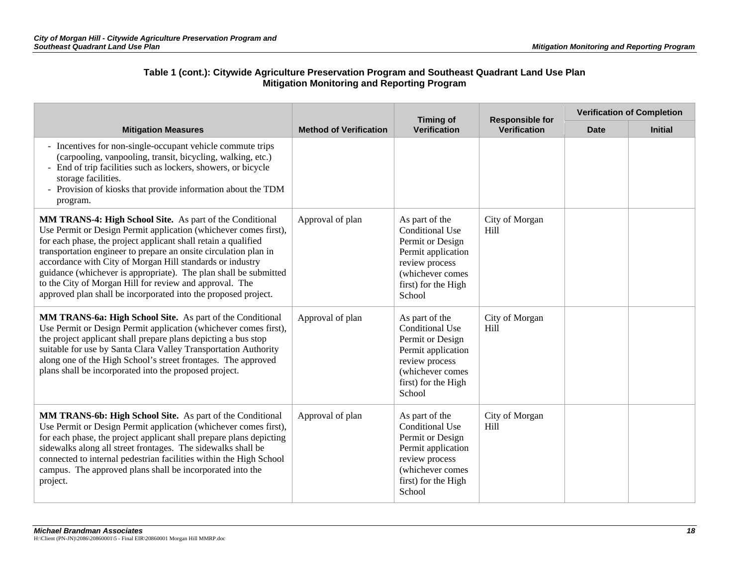**Table 1 (cont.): Citywide Agriculture Preservation Program and Southeast Quadrant Land Use Plan Mitigation Monitoring and Reporting Program**

| Mitigation Measures | Method of Verification | Timing of Verification | Responsible for Verification | Verification of Completion | |
|---|---|---|---|---|---|
| | | | | Date | Initial |
| - Incentives for non-single-occupant vehicle commute trips (carpooling, vanpooling, transit, bicycling, walking, etc.)<br>- End of trip facilities such as lockers, showers, or bicycle storage facilities.<br>- Provision of kiosks that provide information about the TDM program. | | | | | |
| **MM TRANS-4: High School Site.** As part of the Conditional Use Permit or Design Permit application (whichever comes first), for each phase, the project applicant shall retain a qualified transportation engineer to prepare an onsite circulation plan in accordance with City of Morgan Hill standards or industry guidance (whichever is appropriate). The plan shall be submitted to the City of Morgan Hill for review and approval. The approved plan shall be incorporated into the proposed project. | Approval of plan | As part of the Conditional Use Permit or Design Permit application review process (whichever comes first) for the High School | City of Morgan Hill | | |
| **MM TRANS-6a: High School Site.** As part of the Conditional Use Permit or Design Permit application (whichever comes first), the project applicant shall prepare plans depicting a bus stop suitable for use by Santa Clara Valley Transportation Authority along one of the High School's street frontages. The approved plans shall be incorporated into the proposed project. | Approval of plan | As part of the Conditional Use Permit or Design Permit application review process (whichever comes first) for the High School | City of Morgan Hill | | |
| **MM TRANS-6b: High School Site.** As part of the Conditional Use Permit or Design Permit application (whichever comes first), for each phase, the project applicant shall prepare plans depicting sidewalks along all street frontages. The sidewalks shall be connected to internal pedestrian facilities within the High School campus. The approved plans shall be incorporated into the project. | Approval of plan | As part of the Conditional Use Permit or Design Permit application review process (whichever comes first) for the High School | City of Morgan Hill | | |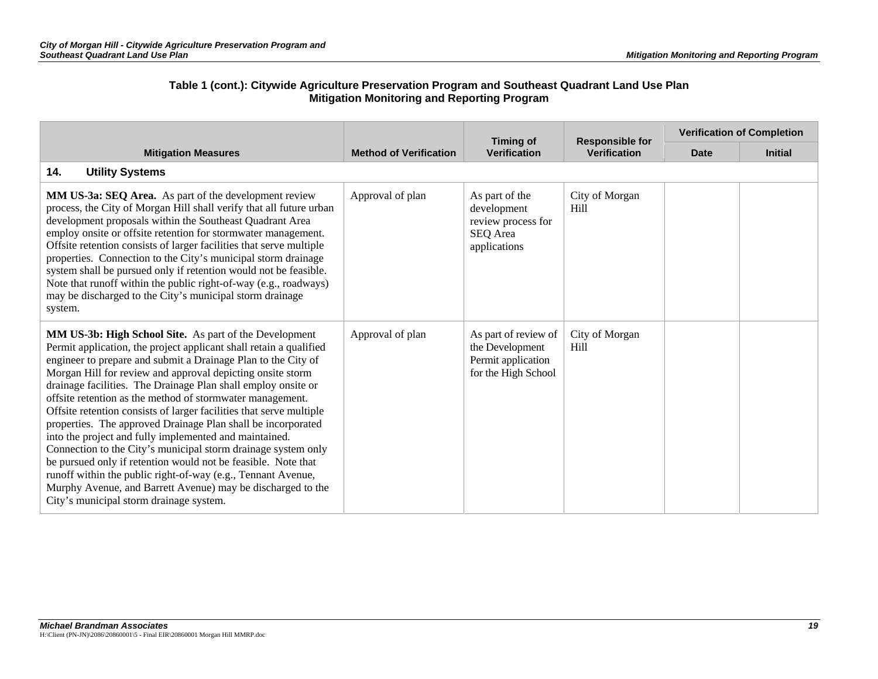**Table 1 (cont.): Citywide Agriculture Preservation Program and Southeast Quadrant Land Use Plan Mitigation Monitoring and Reporting Program**

| Mitigation Measures | Method of Verification | Timing of Verification | Responsible for Verification | Verification of Completion | |
|---|---|---|---|---|---|
| | | | | Date | Initial |
| **14. Utility Systems** | | | | | |
| **MM US-3a: SEQ Area.** As part of the development review process, the City of Morgan Hill shall verify that all future urban development proposals within the Southeast Quadrant Area employ onsite or offsite retention for stormwater management. Offsite retention consists of larger facilities that serve multiple properties. Connection to the City's municipal storm drainage system shall be pursued only if retention would not be feasible. Note that runoff within the public right-of-way (e.g., roadways) may be discharged to the City's municipal storm drainage system. | Approval of plan | As part of the development review process for SEQ Area applications | City of Morgan Hill | | |
| **MM US-3b: High School Site.** As part of the Development Permit application, the project applicant shall retain a qualified engineer to prepare and submit a Drainage Plan to the City of Morgan Hill for review and approval depicting onsite storm drainage facilities. The Drainage Plan shall employ onsite or offsite retention as the method of stormwater management. Offsite retention consists of larger facilities that serve multiple properties. The approved Drainage Plan shall be incorporated into the project and fully implemented and maintained. Connection to the City's municipal storm drainage system only be pursued only if retention would not be feasible. Note that runoff within the public right-of-way (e.g., Tennant Avenue, Murphy Avenue, and Barrett Avenue) may be discharged to the City's municipal storm drainage system. | Approval of plan | As part of review of the Development Permit application for the High School | City of Morgan Hill | | |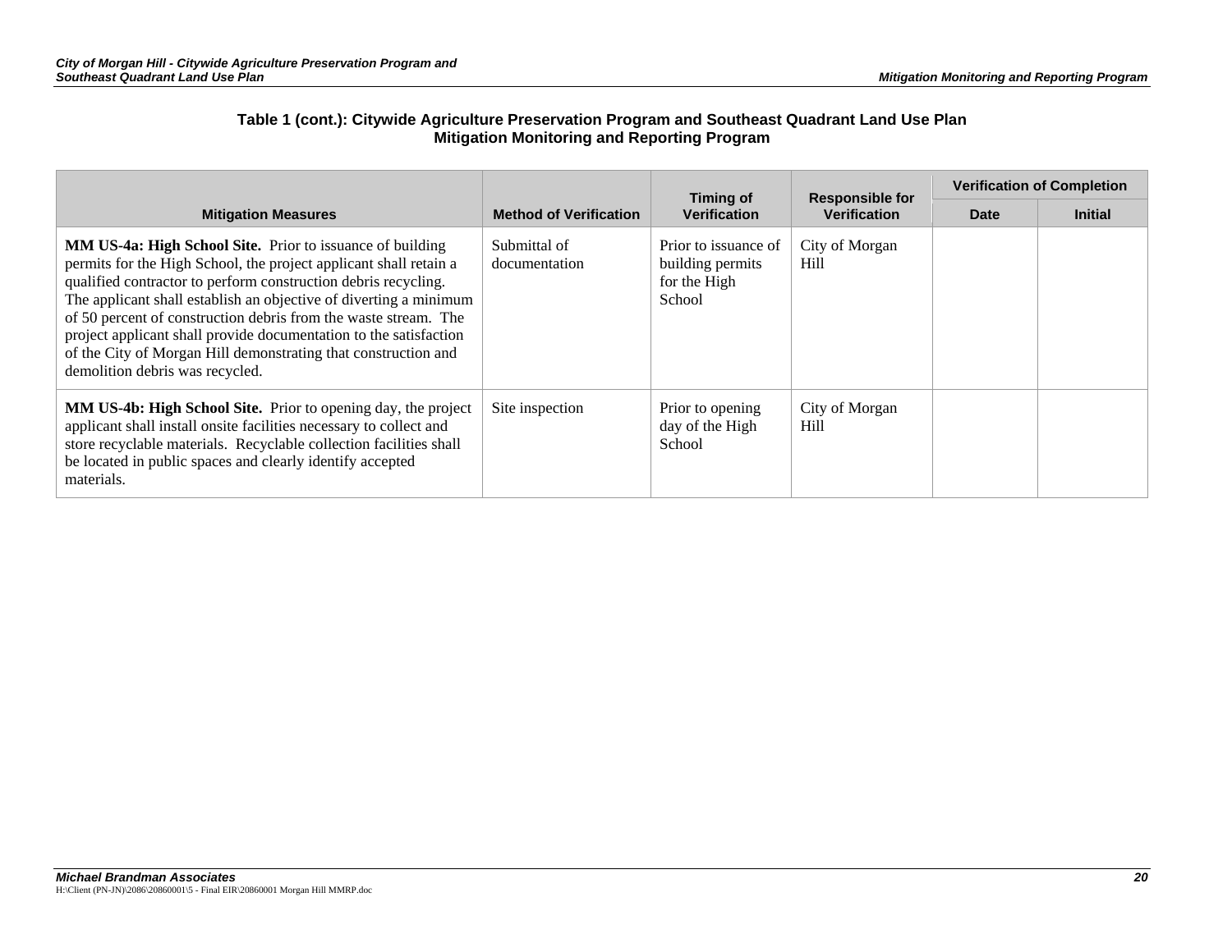**Table 1 (cont.): Citywide Agriculture Preservation Program and Southeast Quadrant Land Use Plan Mitigation Monitoring and Reporting Program**

| Mitigation Measures | Method of Verification | Timing of Verification | Responsible for Verification | Verification of Completion | |
|---|---|---|---|---|---|
| | | | | Date | Initial |
| **MM US-4a: High School Site.** Prior to issuance of building permits for the High School, the project applicant shall retain a qualified contractor to perform construction debris recycling. The applicant shall establish an objective of diverting a minimum of 50 percent of construction debris from the waste stream. The project applicant shall provide documentation to the satisfaction of the City of Morgan Hill demonstrating that construction and demolition debris was recycled. | Submittal of documentation | Prior to issuance of building permits for the High School | City of Morgan Hill | | |
| **MM US-4b: High School Site.** Prior to opening day, the project applicant shall install onsite facilities necessary to collect and store recyclable materials. Recyclable collection facilities shall be located in public spaces and clearly identify accepted materials. | Site inspection | Prior to opening day of the High School | City of Morgan Hill | | |